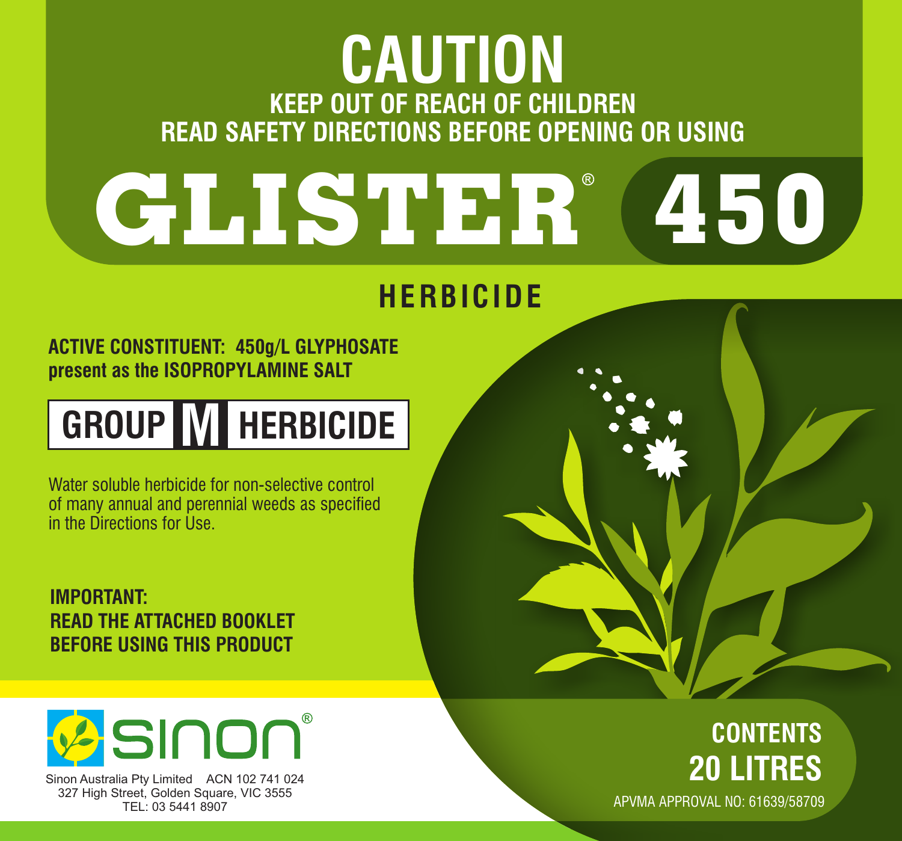# CAUTION

**KEEP OUT OF REACH OF CHILDREN**
**READ SAFETY DIRECTIONS BEFORE OPENING OR USING**

# GLISTER® 450

## HERBICIDE

**ACTIVE CONSTITUENT: 450g/L GLYPHOSATE present as the ISOPROPYLAMINE SALT**

**GROUP M HERBICIDE**

Water soluble herbicide for non-selective control of many annual and perennial weeds as specified in the Directions for Use.

**IMPORTANT:**
**READ THE ATTACHED BOOKLET BEFORE USING THIS PRODUCT**

sinon®

Sinon Australia Pty Limited ACN 102 741 024
327 High Street, Golden Square, VIC 3555
TEL: 03 5441 8907

**CONTENTS**
**20 LITRES**

APVMA APPROVAL NO: 61639/58709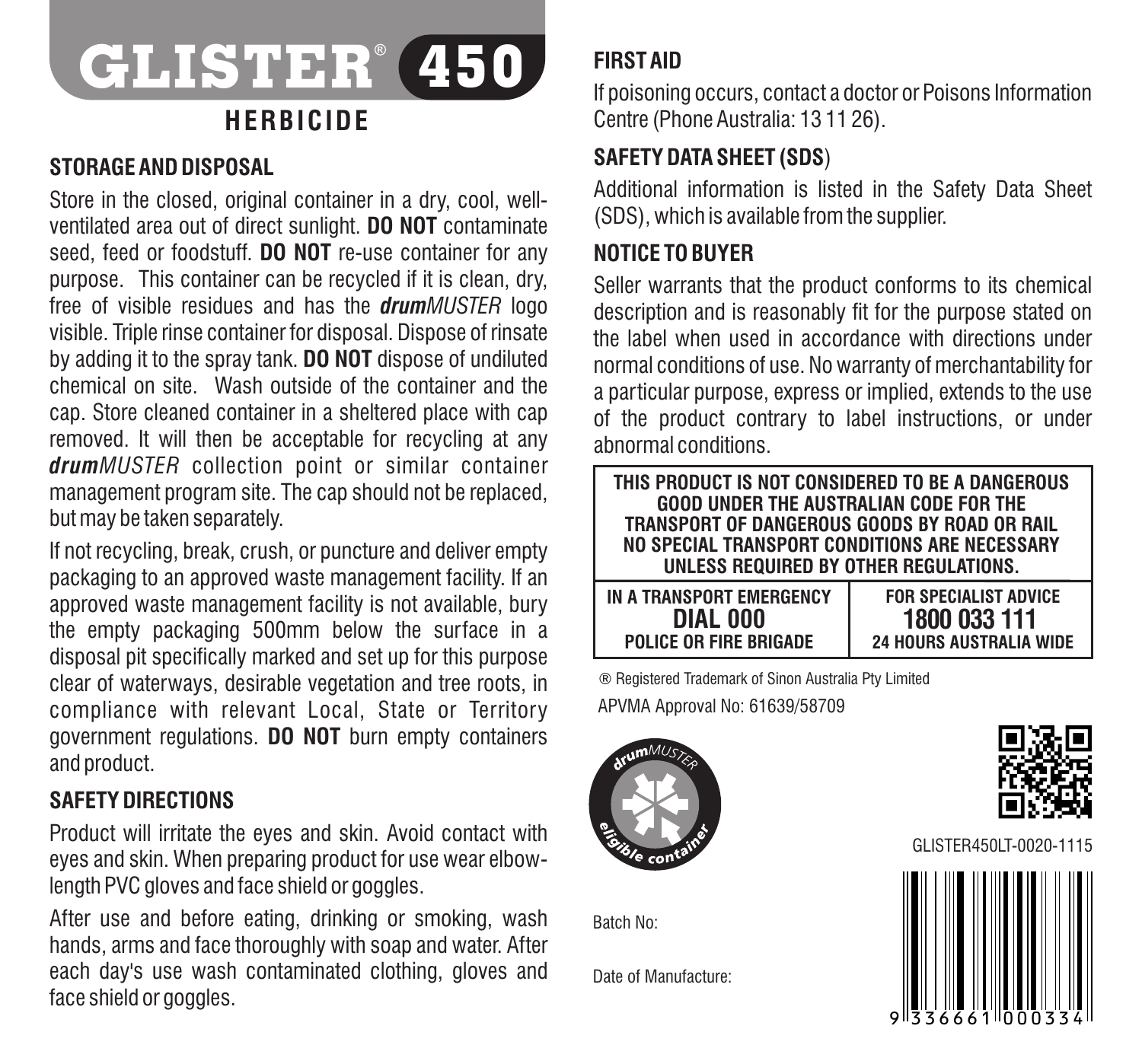# GLISTER® 450

## HERBICIDE

### STORAGE AND DISPOSAL

Store in the closed, original container in a dry, cool, well-ventilated area out of direct sunlight. **DO NOT** contaminate seed, feed or foodstuff. **DO NOT** re-use container for any purpose. This container can be recycled if it is clean, dry, free of visible residues and has the ***drum****MUSTER* logo visible. Triple rinse container for disposal. Dispose of rinsate by adding it to the spray tank. **DO NOT** dispose of undiluted chemical on site. Wash outside of the container and the cap. Store cleaned container in a sheltered place with cap removed. It will then be acceptable for recycling at any ***drum****MUSTER* collection point or similar container management program site. The cap should not be replaced, but may be taken separately.

If not recycling, break, crush, or puncture and deliver empty packaging to an approved waste management facility. If an approved waste management facility is not available, bury the empty packaging 500mm below the surface in a disposal pit specifically marked and set up for this purpose clear of waterways, desirable vegetation and tree roots, in compliance with relevant Local, State or Territory government regulations. **DO NOT** burn empty containers and product.

### SAFETY DIRECTIONS

Product will irritate the eyes and skin. Avoid contact with eyes and skin. When preparing product for use wear elbow-length PVC gloves and face shield or goggles.

After use and before eating, drinking or smoking, wash hands, arms and face thoroughly with soap and water. After each day's use wash contaminated clothing, gloves and face shield or goggles.

### FIRST AID

If poisoning occurs, contact a doctor or Poisons Information Centre (Phone Australia: 13 11 26).

### SAFETY DATA SHEET (SDS)

Additional information is listed in the Safety Data Sheet (SDS), which is available from the supplier.

### NOTICE TO BUYER

Seller warrants that the product conforms to its chemical description and is reasonably fit for the purpose stated on the label when used in accordance with directions under normal conditions of use. No warranty of merchantability for a particular purpose, express or implied, extends to the use of the product contrary to label instructions, or under abnormal conditions.

**THIS PRODUCT IS NOT CONSIDERED TO BE A DANGEROUS GOOD UNDER THE AUSTRALIAN CODE FOR THE TRANSPORT OF DANGEROUS GOODS BY ROAD OR RAIL NO SPECIAL TRANSPORT CONDITIONS ARE NECESSARY UNLESS REQUIRED BY OTHER REGULATIONS.**

| | |
|---|---|
| **IN A TRANSPORT EMERGENCY**<br>**DIAL 000**<br>**POLICE OR FIRE BRIGADE** | **FOR SPECIALIST ADVICE**<br>**1800 033 111**<br>**24 HOURS AUSTRALIA WIDE** |

® Registered Trademark of Sinon Australia Pty Limited

APVMA Approval No: 61639/58709

*drumMUSTER* eligible container

GLISTER450LT-0020-1115

Batch No:

Date of Manufacture:

9 336661 000334